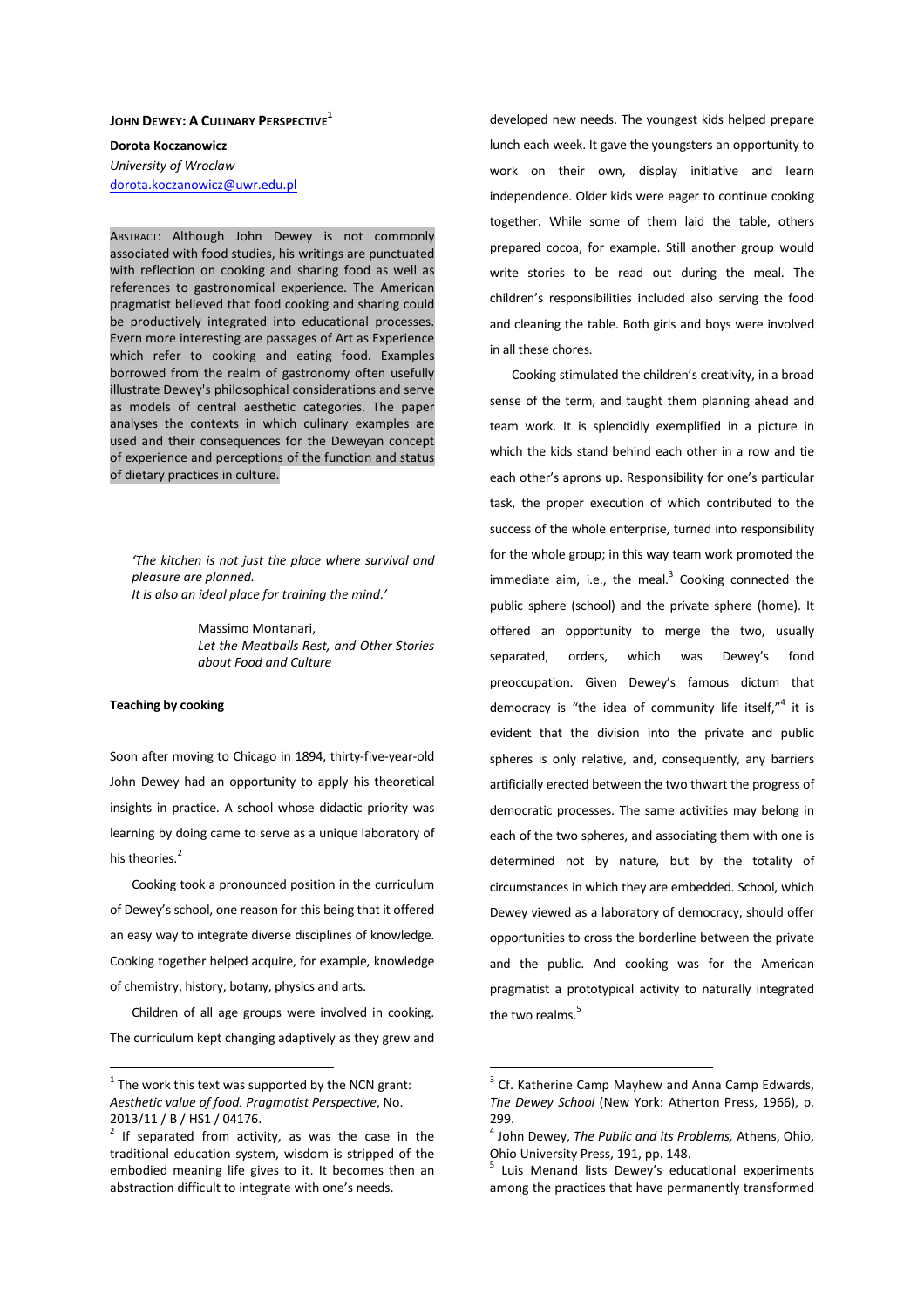# JOHN DEWEY: A CULINARY PERSPECTIVE[1]

**Dorota Koczanowicz**
*University of Wroclaw*
dorota.koczanowicz@uwr.edu.pl

ABSTRACT: Although John Dewey is not commonly associated with food studies, his writings are punctuated with reflection on cooking and sharing food as well as references to gastronomical experience. The American pragmatist believed that food cooking and sharing could be productively integrated into educational processes. Evern more interesting are passages of Art as Experience which refer to cooking and eating food. Examples borrowed from the realm of gastronomy often usefully illustrate Dewey's philosophical considerations and serve as models of central aesthetic categories. The paper analyses the contexts in which culinary examples are used and their consequences for the Deweyan concept of experience and perceptions of the function and status of dietary practices in culture.

> *'The kitchen is not just the place where survival and pleasure are planned.*
> *It is also an ideal place for training the mind.'*
>
> Massimo Montanari,
> *Let the Meatballs Rest, and Other Stories about Food and Culture*

**Teaching by cooking**

Soon after moving to Chicago in 1894, thirty-five-year-old John Dewey had an opportunity to apply his theoretical insights in practice. A school whose didactic priority was learning by doing came to serve as a unique laboratory of his theories.[2]

Cooking took a pronounced position in the curriculum of Dewey's school, one reason for this being that it offered an easy way to integrate diverse disciplines of knowledge. Cooking together helped acquire, for example, knowledge of chemistry, history, botany, physics and arts.

Children of all age groups were involved in cooking. The curriculum kept changing adaptively as they grew and developed new needs. The youngest kids helped prepare lunch each week. It gave the youngsters an opportunity to work on their own, display initiative and learn independence. Older kids were eager to continue cooking together. While some of them laid the table, others prepared cocoa, for example. Still another group would write stories to be read out during the meal. The children's responsibilities included also serving the food and cleaning the table. Both girls and boys were involved in all these chores.

Cooking stimulated the children's creativity, in a broad sense of the term, and taught them planning ahead and team work. It is splendidly exemplified in a picture in which the kids stand behind each other in a row and tie each other's aprons up. Responsibility for one's particular task, the proper execution of which contributed to the success of the whole enterprise, turned into responsibility for the whole group; in this way team work promoted the immediate aim, i.e., the meal.[3] Cooking connected the public sphere (school) and the private sphere (home). It offered an opportunity to merge the two, usually separated, orders, which was Dewey's fond preoccupation. Given Dewey's famous dictum that democracy is "the idea of community life itself,"[4] it is evident that the division into the private and public spheres is only relative, and, consequently, any barriers artificially erected between the two thwart the progress of democratic processes. The same activities may belong in each of the two spheres, and associating them with one is determined not by nature, but by the totality of circumstances in which they are embedded. School, which Dewey viewed as a laboratory of democracy, should offer opportunities to cross the borderline between the private and the public. And cooking was for the American pragmatist a prototypical activity to naturally integrated the two realms.[5]

---

[1] The work this text was supported by the NCN grant: *Aesthetic value of food. Pragmatist Perspective*, No. 2013/11 / B / HS1 / 04176.

[2] If separated from activity, as was the case in the traditional education system, wisdom is stripped of the embodied meaning life gives to it. It becomes then an abstraction difficult to integrate with one's needs.

[3] Cf. Katherine Camp Mayhew and Anna Camp Edwards, *The Dewey School* (New York: Atherton Press, 1966), p. 299.

[4] John Dewey, *The Public and its Problems,* Athens, Ohio, Ohio University Press, 191, pp. 148.

[5] Luis Menand lists Dewey's educational experiments among the practices that have permanently transformed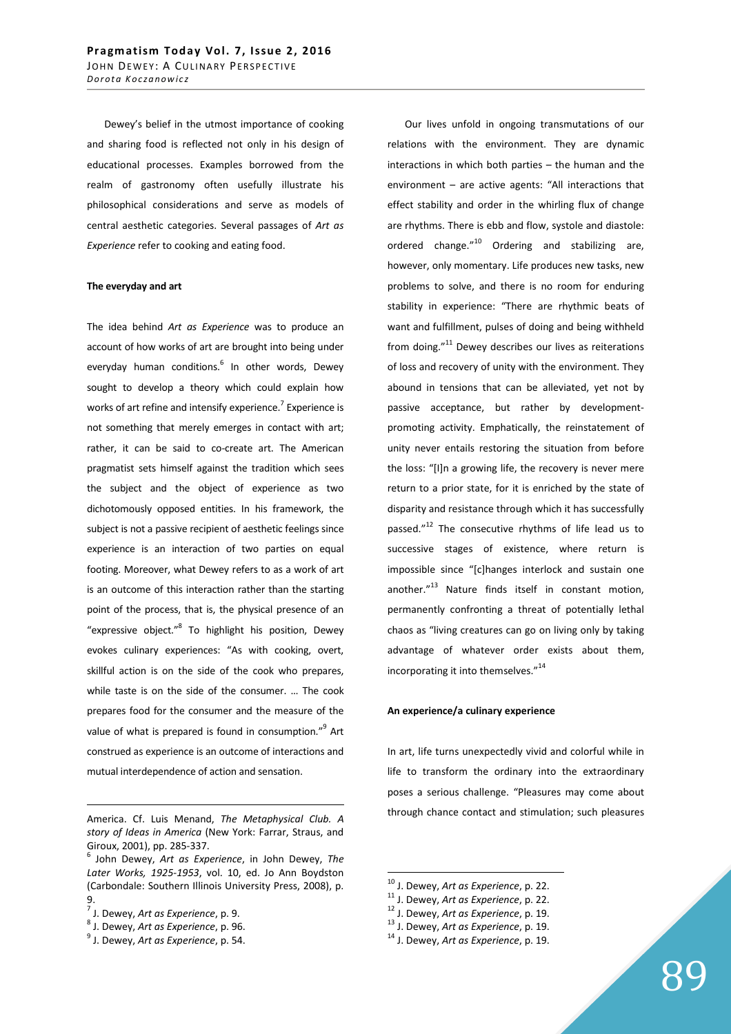Dewey's belief in the utmost importance of cooking and sharing food is reflected not only in his design of educational processes. Examples borrowed from the realm of gastronomy often usefully illustrate his philosophical considerations and serve as models of central aesthetic categories. Several passages of *Art as Experience* refer to cooking and eating food.

## The everyday and art

The idea behind *Art as Experience* was to produce an account of how works of art are brought into being under everyday human conditions.[6] In other words, Dewey sought to develop a theory which could explain how works of art refine and intensify experience.[7] Experience is not something that merely emerges in contact with art; rather, it can be said to co-create art. The American pragmatist sets himself against the tradition which sees the subject and the object of experience as two dichotomously opposed entities. In his framework, the subject is not a passive recipient of aesthetic feelings since experience is an interaction of two parties on equal footing. Moreover, what Dewey refers to as a work of art is an outcome of this interaction rather than the starting point of the process, that is, the physical presence of an "expressive object."[8] To highlight his position, Dewey evokes culinary experiences: "As with cooking, overt, skillful action is on the side of the cook who prepares, while taste is on the side of the consumer. … The cook prepares food for the consumer and the measure of the value of what is prepared is found in consumption."[9] Art construed as experience is an outcome of interactions and mutual interdependence of action and sensation.

Our lives unfold in ongoing transmutations of our relations with the environment. They are dynamic interactions in which both parties – the human and the environment – are active agents: "All interactions that effect stability and order in the whirling flux of change are rhythms. There is ebb and flow, systole and diastole: ordered change."[10] Ordering and stabilizing are, however, only momentary. Life produces new tasks, new problems to solve, and there is no room for enduring stability in experience: "There are rhythmic beats of want and fulfillment, pulses of doing and being withheld from doing."[11] Dewey describes our lives as reiterations of loss and recovery of unity with the environment. They abound in tensions that can be alleviated, yet not by passive acceptance, but rather by development-promoting activity. Emphatically, the reinstatement of unity never entails restoring the situation from before the loss: "[I]n a growing life, the recovery is never mere return to a prior state, for it is enriched by the state of disparity and resistance through which it has successfully passed."[12] The consecutive rhythms of life lead us to successive stages of existence, where return is impossible since "[c]hanges interlock and sustain one another."[13] Nature finds itself in constant motion, permanently confronting a threat of potentially lethal chaos as "living creatures can go on living only by taking advantage of whatever order exists about them, incorporating it into themselves."[14]

## An experience/a culinary experience

In art, life turns unexpectedly vivid and colorful while in life to transform the ordinary into the extraordinary poses a serious challenge. "Pleasures may come about through chance contact and stimulation; such pleasures

---

America. Cf. Luis Menand, *The Metaphysical Club. A story of Ideas in America* (New York: Farrar, Straus, and Giroux, 2001), pp. 285-337.

[6] John Dewey, *Art as Experience*, in John Dewey, *The Later Works, 1925-1953*, vol. 10, ed. Jo Ann Boydston (Carbondale: Southern Illinois University Press, 2008), p. 9.

[7] J. Dewey, *Art as Experience*, p. 9.

[8] J. Dewey, *Art as Experience*, p. 96.

[9] J. Dewey, *Art as Experience*, p. 54.

[10] J. Dewey, *Art as Experience*, p. 22.

[11] J. Dewey, *Art as Experience*, p. 22.

[12] J. Dewey, *Art as Experience*, p. 19.

[13] J. Dewey, *Art as Experience*, p. 19.

[14] J. Dewey, *Art as Experience*, p. 19.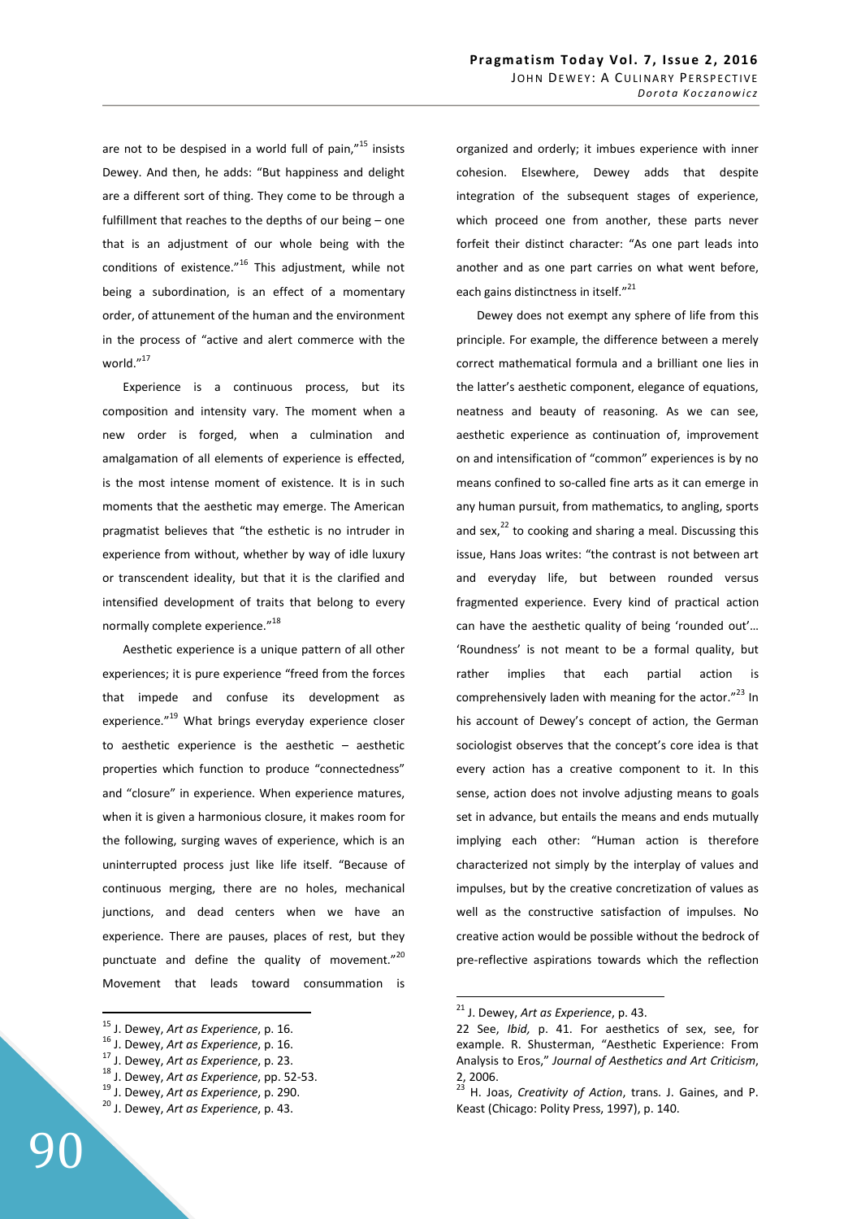are not to be despised in a world full of pain,"[15] insists Dewey. And then, he adds: "But happiness and delight are a different sort of thing. They come to be through a fulfillment that reaches to the depths of our being – one that is an adjustment of our whole being with the conditions of existence."[16] This adjustment, while not being a subordination, is an effect of a momentary order, of attunement of the human and the environment in the process of "active and alert commerce with the world."[17]

Experience is a continuous process, but its composition and intensity vary. The moment when a new order is forged, when a culmination and amalgamation of all elements of experience is effected, is the most intense moment of existence. It is in such moments that the aesthetic may emerge. The American pragmatist believes that "the esthetic is no intruder in experience from without, whether by way of idle luxury or transcendent ideality, but that it is the clarified and intensified development of traits that belong to every normally complete experience."[18]

Aesthetic experience is a unique pattern of all other experiences; it is pure experience "freed from the forces that impede and confuse its development as experience."[19] What brings everyday experience closer to aesthetic experience is the aesthetic – aesthetic properties which function to produce "connectedness" and "closure" in experience. When experience matures, when it is given a harmonious closure, it makes room for the following, surging waves of experience, which is an uninterrupted process just like life itself. "Because of continuous merging, there are no holes, mechanical junctions, and dead centers when we have an experience. There are pauses, places of rest, but they punctuate and define the quality of movement."[20] Movement that leads toward consummation is organized and orderly; it imbues experience with inner cohesion. Elsewhere, Dewey adds that despite integration of the subsequent stages of experience, which proceed one from another, these parts never forfeit their distinct character: "As one part leads into another and as one part carries on what went before, each gains distinctness in itself."[21]

Dewey does not exempt any sphere of life from this principle. For example, the difference between a merely correct mathematical formula and a brilliant one lies in the latter's aesthetic component, elegance of equations, neatness and beauty of reasoning. As we can see, aesthetic experience as continuation of, improvement on and intensification of "common" experiences is by no means confined to so-called fine arts as it can emerge in any human pursuit, from mathematics, to angling, sports and sex,[22] to cooking and sharing a meal. Discussing this issue, Hans Joas writes: "the contrast is not between art and everyday life, but between rounded versus fragmented experience. Every kind of practical action can have the aesthetic quality of being 'rounded out'… 'Roundness' is not meant to be a formal quality, but rather implies that each partial action is comprehensively laden with meaning for the actor."[23] In his account of Dewey's concept of action, the German sociologist observes that the concept's core idea is that every action has a creative component to it. In this sense, action does not involve adjusting means to goals set in advance, but entails the means and ends mutually implying each other: "Human action is therefore characterized not simply by the interplay of values and impulses, but by the creative concretization of values as well as the constructive satisfaction of impulses. No creative action would be possible without the bedrock of pre-reflective aspirations towards which the reflection

---

[15] J. Dewey, *Art as Experience*, p. 16.

[16] J. Dewey, *Art as Experience*, p. 16.

[17] J. Dewey, *Art as Experience*, p. 23.

[18] J. Dewey, *Art as Experience*, pp. 52-53.

[19] J. Dewey, *Art as Experience*, p. 290.

[20] J. Dewey, *Art as Experience*, p. 43.

[21] J. Dewey, *Art as Experience*, p. 43.

[22] See, *Ibid,* p. 41. For aesthetics of sex, see, for example. R. Shusterman, "Aesthetic Experience: From Analysis to Eros," *Journal of Aesthetics and Art Criticism*, 2, 2006.

[23] H. Joas, *Creativity of Action*, trans. J. Gaines, and P. Keast (Chicago: Polity Press, 1997), p. 140.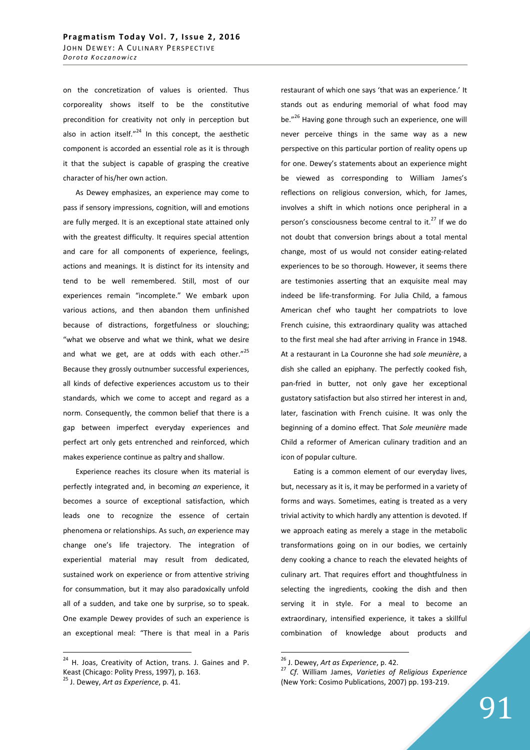on the concretization of values is oriented. Thus corporeality shows itself to be the constitutive precondition for creativity not only in perception but also in action itself."[24] In this concept, the aesthetic component is accorded an essential role as it is through it that the subject is capable of grasping the creative character of his/her own action.

As Dewey emphasizes, an experience may come to pass if sensory impressions, cognition, will and emotions are fully merged. It is an exceptional state attained only with the greatest difficulty. It requires special attention and care for all components of experience, feelings, actions and meanings. It is distinct for its intensity and tend to be well remembered. Still, most of our experiences remain "incomplete." We embark upon various actions, and then abandon them unfinished because of distractions, forgetfulness or slouching; "what we observe and what we think, what we desire and what we get, are at odds with each other."[25] Because they grossly outnumber successful experiences, all kinds of defective experiences accustom us to their standards, which we come to accept and regard as a norm. Consequently, the common belief that there is a gap between imperfect everyday experiences and perfect art only gets entrenched and reinforced, which makes experience continue as paltry and shallow.

Experience reaches its closure when its material is perfectly integrated and, in becoming *an* experience, it becomes a source of exceptional satisfaction, which leads one to recognize the essence of certain phenomena or relationships. As such, *an* experience may change one's life trajectory. The integration of experiential material may result from dedicated, sustained work on experience or from attentive striving for consummation, but it may also paradoxically unfold all of a sudden, and take one by surprise, so to speak. One example Dewey provides of such an experience is an exceptional meal: "There is that meal in a Paris restaurant of which one says 'that was an experience.' It stands out as enduring memorial of what food may be."[26] Having gone through such an experience, one will never perceive things in the same way as a new perspective on this particular portion of reality opens up for one. Dewey's statements about an experience might be viewed as corresponding to William James's reflections on religious conversion, which, for James, involves a shift in which notions once peripheral in a person's consciousness become central to it.[27] If we do not doubt that conversion brings about a total mental change, most of us would not consider eating-related experiences to be so thorough. However, it seems there are testimonies asserting that an exquisite meal may indeed be life-transforming. For Julia Child, a famous American chef who taught her compatriots to love French cuisine, this extraordinary quality was attached to the first meal she had after arriving in France in 1948. At a restaurant in La Couronne she had *sole meunière*, a dish she called an epiphany. The perfectly cooked fish, pan-fried in butter, not only gave her exceptional gustatory satisfaction but also stirred her interest in and, later, fascination with French cuisine. It was only the beginning of a domino effect. That *Sole meunière* made Child a reformer of American culinary tradition and an icon of popular culture.

Eating is a common element of our everyday lives, but, necessary as it is, it may be performed in a variety of forms and ways. Sometimes, eating is treated as a very trivial activity to which hardly any attention is devoted. If we approach eating as merely a stage in the metabolic transformations going on in our bodies, we certainly deny cooking a chance to reach the elevated heights of culinary art. That requires effort and thoughtfulness in selecting the ingredients, cooking the dish and then serving it in style. For a meal to become an extraordinary, intensified experience, it takes a skillful combination of knowledge about products and

---

[24] H. Joas, Creativity of Action, trans. J. Gaines and P. Keast (Chicago: Polity Press, 1997), p. 163.

[25] J. Dewey, *Art as Experience*, p. 41.

[26] J. Dewey, *Art as Experience*, p. 42.

[27] *Cf*. William James, *Varieties of Religious Experience* (New York: Cosimo Publications, 2007) pp. 193-219.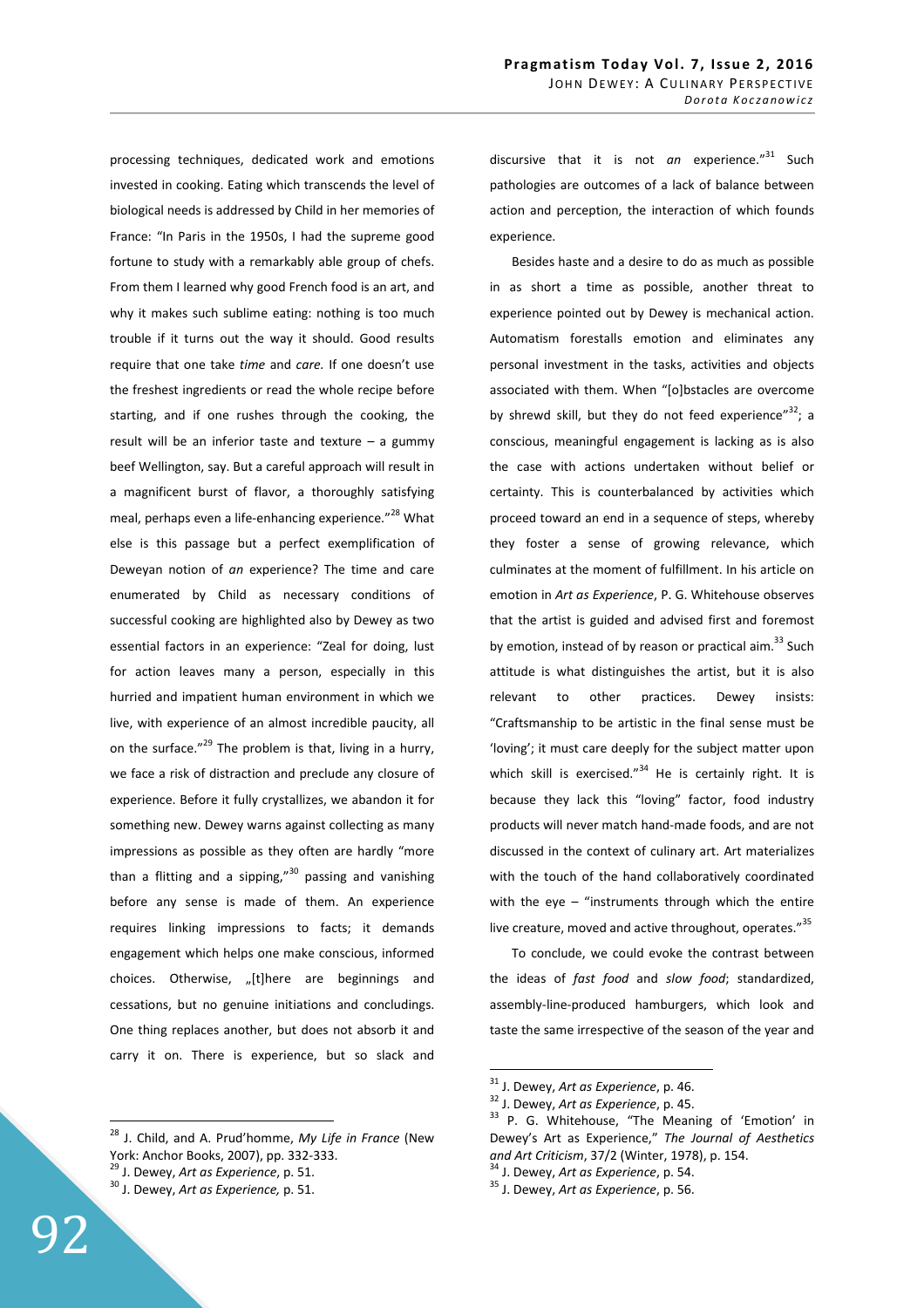processing techniques, dedicated work and emotions invested in cooking. Eating which transcends the level of biological needs is addressed by Child in her memories of France: "In Paris in the 1950s, I had the supreme good fortune to study with a remarkably able group of chefs. From them I learned why good French food is an art, and why it makes such sublime eating: nothing is too much trouble if it turns out the way it should. Good results require that one take *time* and *care.* If one doesn't use the freshest ingredients or read the whole recipe before starting, and if one rushes through the cooking, the result will be an inferior taste and texture – a gummy beef Wellington, say. But a careful approach will result in a magnificent burst of flavor, a thoroughly satisfying meal, perhaps even a life-enhancing experience."[28] What else is this passage but a perfect exemplification of Deweyan notion of *an* experience? The time and care enumerated by Child as necessary conditions of successful cooking are highlighted also by Dewey as two essential factors in an experience: "Zeal for doing, lust for action leaves many a person, especially in this hurried and impatient human environment in which we live, with experience of an almost incredible paucity, all on the surface."[29] The problem is that, living in a hurry, we face a risk of distraction and preclude any closure of experience. Before it fully crystallizes, we abandon it for something new. Dewey warns against collecting as many impressions as possible as they often are hardly "more than a flitting and a sipping,"[30] passing and vanishing before any sense is made of them. An experience requires linking impressions to facts; it demands engagement which helps one make conscious, informed choices. Otherwise, „[t]here are beginnings and cessations, but no genuine initiations and concludings. One thing replaces another, but does not absorb it and carry it on. There is experience, but so slack and discursive that it is not *an* experience."[31] Such pathologies are outcomes of a lack of balance between action and perception, the interaction of which founds experience.

Besides haste and a desire to do as much as possible in as short a time as possible, another threat to experience pointed out by Dewey is mechanical action. Automatism forestalls emotion and eliminates any personal investment in the tasks, activities and objects associated with them. When "[o]bstacles are overcome by shrewd skill, but they do not feed experience"[32]; a conscious, meaningful engagement is lacking as is also the case with actions undertaken without belief or certainty. This is counterbalanced by activities which proceed toward an end in a sequence of steps, whereby they foster a sense of growing relevance, which culminates at the moment of fulfillment. In his article on emotion in *Art as Experience*, P. G. Whitehouse observes that the artist is guided and advised first and foremost by emotion, instead of by reason or practical aim.[33] Such attitude is what distinguishes the artist, but it is also relevant to other practices. Dewey insists: "Craftsmanship to be artistic in the final sense must be 'loving'; it must care deeply for the subject matter upon which skill is exercised."[34] He is certainly right. It is because they lack this "loving" factor, food industry products will never match hand-made foods, and are not discussed in the context of culinary art. Art materializes with the touch of the hand collaboratively coordinated with the eye – "instruments through which the entire live creature, moved and active throughout, operates."[35]

To conclude, we could evoke the contrast between the ideas of *fast food* and *slow food*; standardized, assembly-line-produced hamburgers, which look and taste the same irrespective of the season of the year and

---

[28] J. Child, and A. Prud'homme, *My Life in France* (New York: Anchor Books, 2007), pp. 332-333.

[29] J. Dewey, *Art as Experience*, p. 51.

[30] J. Dewey, *Art as Experience,* p. 51.

[31] J. Dewey, *Art as Experience*, p. 46.

[32] J. Dewey, *Art as Experience*, p. 45.

[33] P. G. Whitehouse, "The Meaning of 'Emotion' in Dewey's Art as Experience," *The Journal of Aesthetics and Art Criticism*, 37/2 (Winter, 1978), p. 154.

[34] J. Dewey, *Art as Experience*, p. 54.

[35] J. Dewey, *Art as Experience*, p. 56.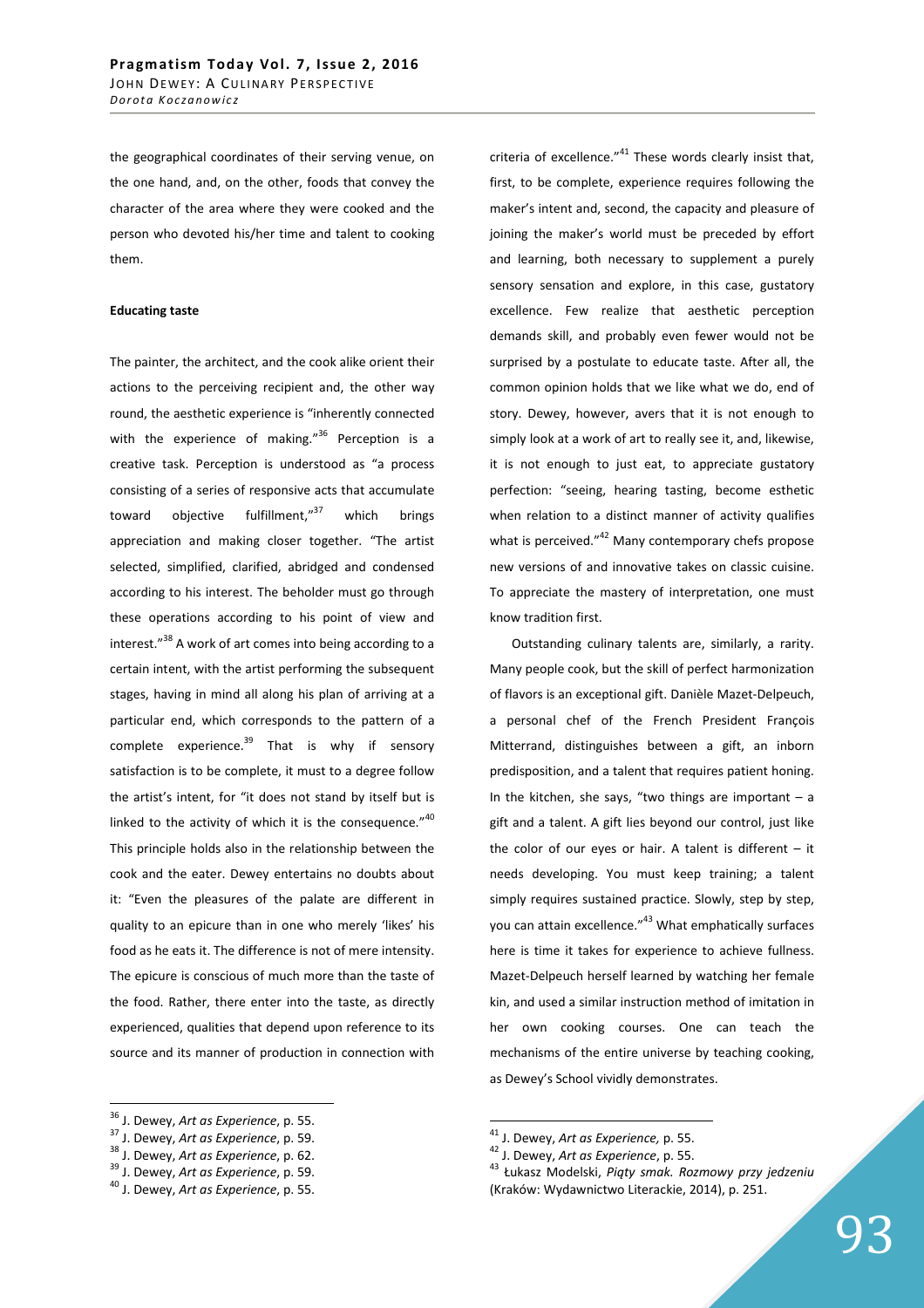the geographical coordinates of their serving venue, on the one hand, and, on the other, foods that convey the character of the area where they were cooked and the person who devoted his/her time and talent to cooking them.

**Educating taste**

The painter, the architect, and the cook alike orient their actions to the perceiving recipient and, the other way round, the aesthetic experience is "inherently connected with the experience of making."[36] Perception is a creative task. Perception is understood as "a process consisting of a series of responsive acts that accumulate toward objective fulfillment,"[37] which brings appreciation and making closer together. "The artist selected, simplified, clarified, abridged and condensed according to his interest. The beholder must go through these operations according to his point of view and interest."[38] A work of art comes into being according to a certain intent, with the artist performing the subsequent stages, having in mind all along his plan of arriving at a particular end, which corresponds to the pattern of a complete experience.[39] That is why if sensory satisfaction is to be complete, it must to a degree follow the artist's intent, for "it does not stand by itself but is linked to the activity of which it is the consequence."[40] This principle holds also in the relationship between the cook and the eater. Dewey entertains no doubts about it: "Even the pleasures of the palate are different in quality to an epicure than in one who merely 'likes' his food as he eats it. The difference is not of mere intensity. The epicure is conscious of much more than the taste of the food. Rather, there enter into the taste, as directly experienced, qualities that depend upon reference to its source and its manner of production in connection with criteria of excellence."[41] These words clearly insist that, first, to be complete, experience requires following the maker's intent and, second, the capacity and pleasure of joining the maker's world must be preceded by effort and learning, both necessary to supplement a purely sensory sensation and explore, in this case, gustatory excellence. Few realize that aesthetic perception demands skill, and probably even fewer would not be surprised by a postulate to educate taste. After all, the common opinion holds that we like what we do, end of story. Dewey, however, avers that it is not enough to simply look at a work of art to really see it, and, likewise, it is not enough to just eat, to appreciate gustatory perfection: "seeing, hearing tasting, become esthetic when relation to a distinct manner of activity qualifies what is perceived."[42] Many contemporary chefs propose new versions of and innovative takes on classic cuisine. To appreciate the mastery of interpretation, one must know tradition first.

Outstanding culinary talents are, similarly, a rarity. Many people cook, but the skill of perfect harmonization of flavors is an exceptional gift. Danièle Mazet-Delpeuch, a personal chef of the French President François Mitterrand, distinguishes between a gift, an inborn predisposition, and a talent that requires patient honing. In the kitchen, she says, "two things are important – a gift and a talent. A gift lies beyond our control, just like the color of our eyes or hair. A talent is different – it needs developing. You must keep training; a talent simply requires sustained practice. Slowly, step by step, you can attain excellence."[43] What emphatically surfaces here is time it takes for experience to achieve fullness. Mazet-Delpeuch herself learned by watching her female kin, and used a similar instruction method of imitation in her own cooking courses. One can teach the mechanisms of the entire universe by teaching cooking, as Dewey's School vividly demonstrates.

---

[36] J. Dewey, *Art as Experience*, p. 55.

[37] J. Dewey, *Art as Experience*, p. 59.

[38] J. Dewey, *Art as Experience*, p. 62.

[39] J. Dewey, *Art as Experience*, p. 59.

[40] J. Dewey, *Art as Experience*, p. 55.

[41] J. Dewey, *Art as Experience,* p. 55.

[42] J. Dewey, *Art as Experience*, p. 55.

[43] Łukasz Modelski, *Piąty smak. Rozmowy przy jedzeniu* (Kraków: Wydawnictwo Literackie, 2014), p. 251.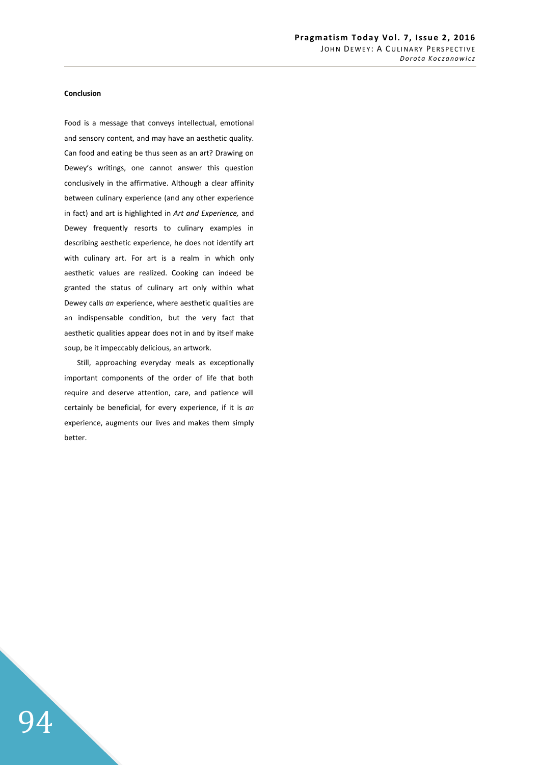## Conclusion

Food is a message that conveys intellectual, emotional and sensory content, and may have an aesthetic quality. Can food and eating be thus seen as an art? Drawing on Dewey's writings, one cannot answer this question conclusively in the affirmative. Although a clear affinity between culinary experience (and any other experience in fact) and art is highlighted in *Art and Experience,* and Dewey frequently resorts to culinary examples in describing aesthetic experience, he does not identify art with culinary art. For art is a realm in which only aesthetic values are realized. Cooking can indeed be granted the status of culinary art only within what Dewey calls *an* experience, where aesthetic qualities are an indispensable condition, but the very fact that aesthetic qualities appear does not in and by itself make soup, be it impeccably delicious, an artwork.

Still, approaching everyday meals as exceptionally important components of the order of life that both require and deserve attention, care, and patience will certainly be beneficial, for every experience, if it is *an* experience, augments our lives and makes them simply better.